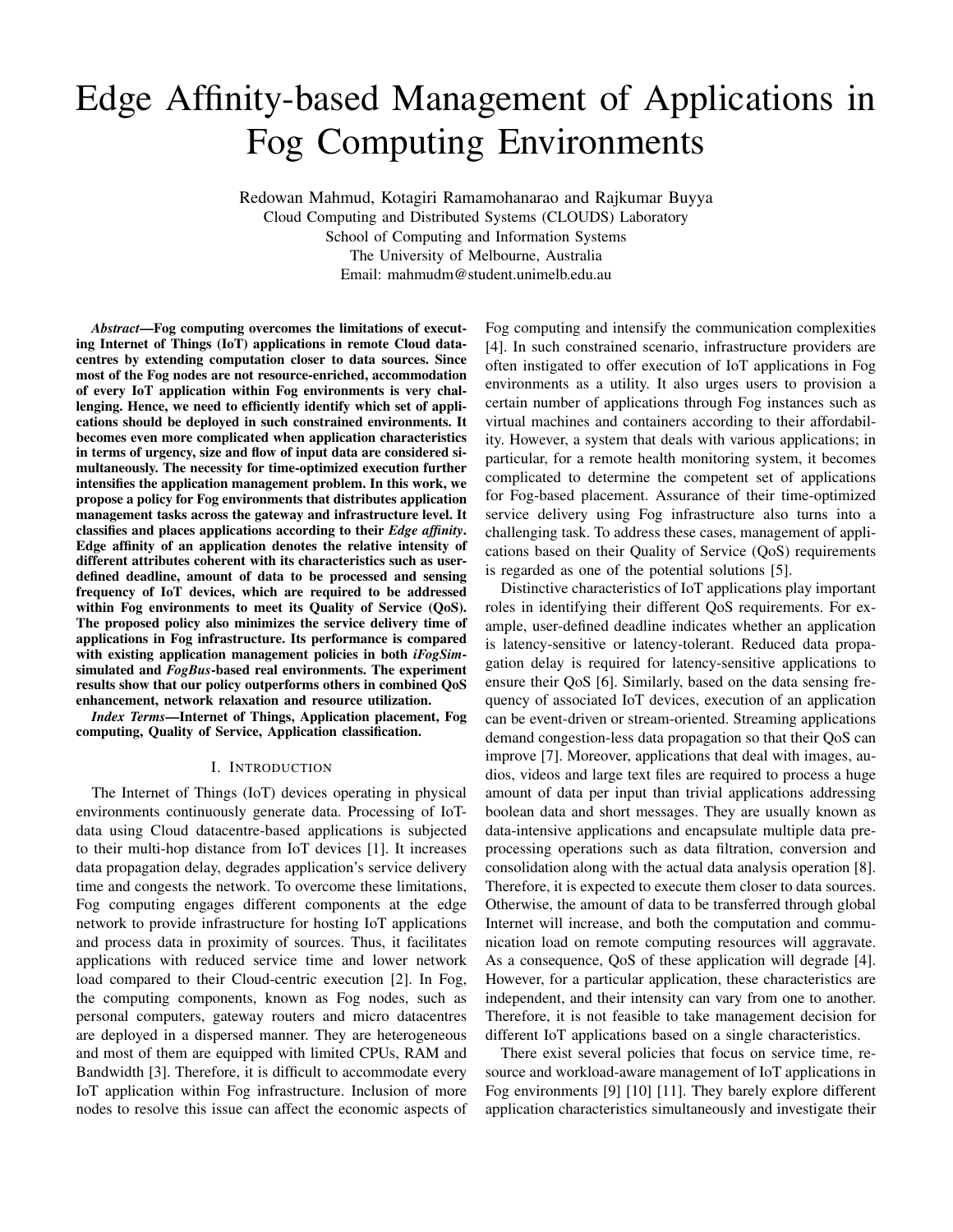# Edge Affinity-based Management of Applications in Fog Computing Environments

Redowan Mahmud, Kotagiri Ramamohanarao and Rajkumar Buyya
Cloud Computing and Distributed Systems (CLOUDS) Laboratory
School of Computing and Information Systems
The University of Melbourne, Australia
Email: mahmudm@student.unimelb.edu.au

***Abstract*—Fog computing overcomes the limitations of executing Internet of Things (IoT) applications in remote Cloud datacentres by extending computation closer to data sources. Since most of the Fog nodes are not resource-enriched, accommodation of every IoT application within Fog environments is very challenging. Hence, we need to efficiently identify which set of applications should be deployed in such constrained environments. It becomes even more complicated when application characteristics in terms of urgency, size and flow of input data are considered simultaneously. The necessity for time-optimized execution further intensifies the application management problem. In this work, we propose a policy for Fog environments that distributes application management tasks across the gateway and infrastructure level. It classifies and places applications according to their *Edge affinity*. Edge affinity of an application denotes the relative intensity of different attributes coherent with its characteristics such as user-defined deadline, amount of data to be processed and sensing frequency of IoT devices, which are required to be addressed within Fog environments to meet its Quality of Service (QoS). The proposed policy also minimizes the service delivery time of applications in Fog infrastructure. Its performance is compared with existing application management policies in both *iFogSim*-simulated and *FogBus*-based real environments. The experiment results show that our policy outperforms others in combined QoS enhancement, network relaxation and resource utilization.**

***Index Terms*—Internet of Things, Application placement, Fog computing, Quality of Service, Application classification.**

## I. Introduction

The Internet of Things (IoT) devices operating in physical environments continuously generate data. Processing of IoT-data using Cloud datacentre-based applications is subjected to their multi-hop distance from IoT devices [1]. It increases data propagation delay, degrades application's service delivery time and congests the network. To overcome these limitations, Fog computing engages different components at the edge network to provide infrastructure for hosting IoT applications and process data in proximity of sources. Thus, it facilitates applications with reduced service time and lower network load compared to their Cloud-centric execution [2]. In Fog, the computing components, known as Fog nodes, such as personal computers, gateway routers and micro datacentres are deployed in a dispersed manner. They are heterogeneous and most of them are equipped with limited CPUs, RAM and Bandwidth [3]. Therefore, it is difficult to accommodate every IoT application within Fog infrastructure. Inclusion of more nodes to resolve this issue can affect the economic aspects of Fog computing and intensify the communication complexities [4]. In such constrained scenario, infrastructure providers are often instigated to offer execution of IoT applications in Fog environments as a utility. It also urges users to provision a certain number of applications through Fog instances such as virtual machines and containers according to their affordability. However, a system that deals with various applications; in particular, for a remote health monitoring system, it becomes complicated to determine the competent set of applications for Fog-based placement. Assurance of their time-optimized service delivery using Fog infrastructure also turns into a challenging task. To address these cases, management of applications based on their Quality of Service (QoS) requirements is regarded as one of the potential solutions [5].

Distinctive characteristics of IoT applications play important roles in identifying their different QoS requirements. For example, user-defined deadline indicates whether an application is latency-sensitive or latency-tolerant. Reduced data propagation delay is required for latency-sensitive applications to ensure their QoS [6]. Similarly, based on the data sensing frequency of associated IoT devices, execution of an application can be event-driven or stream-oriented. Streaming applications demand congestion-less data propagation so that their QoS can improve [7]. Moreover, applications that deal with images, audios, videos and large text files are required to process a huge amount of data per input than trivial applications addressing boolean data and short messages. They are usually known as data-intensive applications and encapsulate multiple data preprocessing operations such as data filtration, conversion and consolidation along with the actual data analysis operation [8]. Therefore, it is expected to execute them closer to data sources. Otherwise, the amount of data to be transferred through global Internet will increase, and both the computation and communication load on remote computing resources will aggravate. As a consequence, QoS of these application will degrade [4]. However, for a particular application, these characteristics are independent, and their intensity can vary from one to another. Therefore, it is not feasible to take management decision for different IoT applications based on a single characteristics.

There exist several policies that focus on service time, resource and workload-aware management of IoT applications in Fog environments [9] [10] [11]. They barely explore different application characteristics simultaneously and investigate their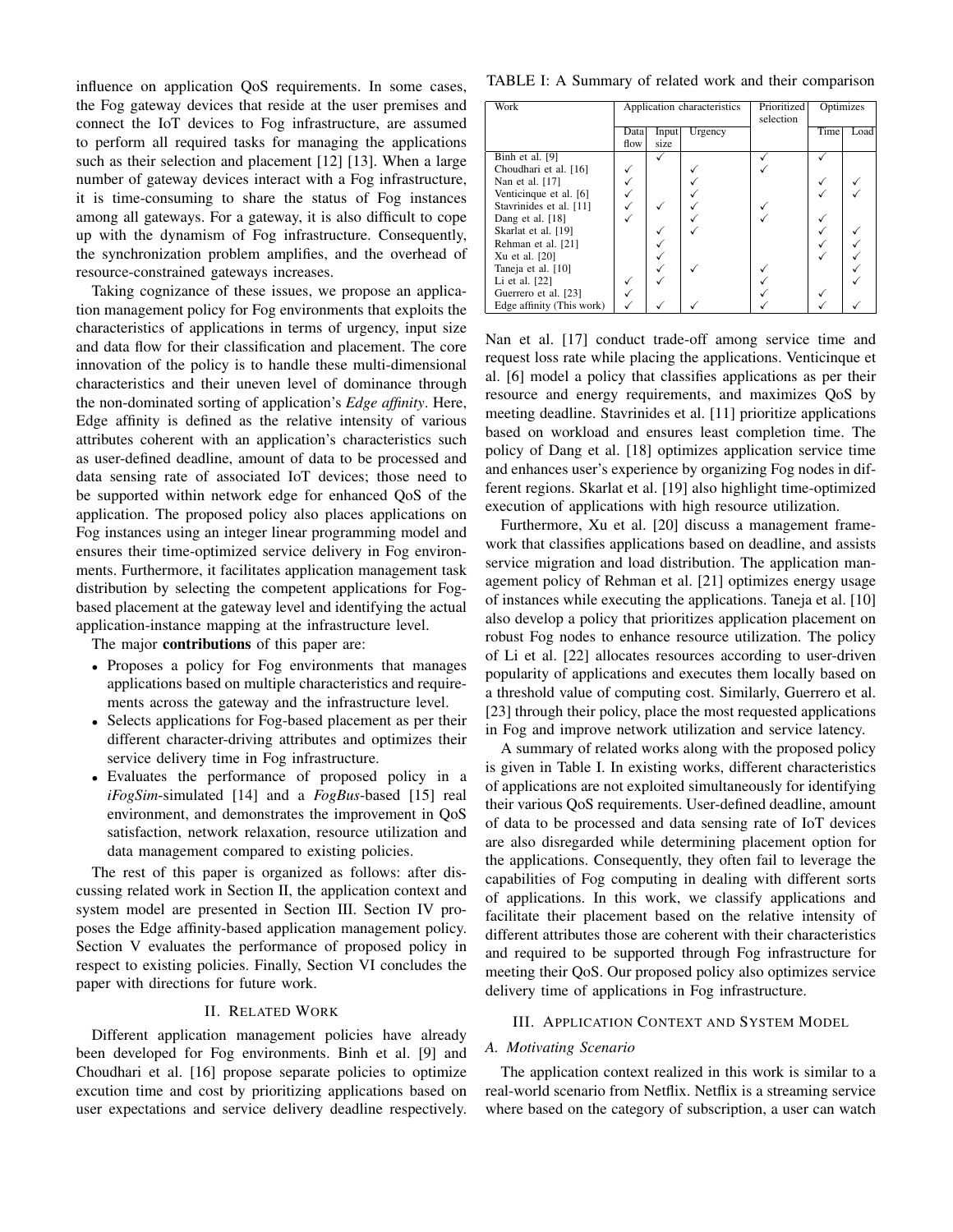influence on application QoS requirements. In some cases, the Fog gateway devices that reside at the user premises and connect the IoT devices to Fog infrastructure, are assumed to perform all required tasks for managing the applications such as their selection and placement [12] [13]. When a large number of gateway devices interact with a Fog infrastructure, it is time-consuming to share the status of Fog instances among all gateways. For a gateway, it is also difficult to cope up with the dynamism of Fog infrastructure. Consequently, the synchronization problem amplifies, and the overhead of resource-constrained gateways increases.

Taking cognizance of these issues, we propose an application management policy for Fog environments that exploits the characteristics of applications in terms of urgency, input size and data flow for their classification and placement. The core innovation of the policy is to handle these multi-dimensional characteristics and their uneven level of dominance through the non-dominated sorting of application's *Edge affinity*. Here, Edge affinity is defined as the relative intensity of various attributes coherent with an application's characteristics such as user-defined deadline, amount of data to be processed and data sensing rate of associated IoT devices; those need to be supported within network edge for enhanced QoS of the application. The proposed policy also places applications on Fog instances using an integer linear programming model and ensures their time-optimized service delivery in Fog environments. Furthermore, it facilitates application management task distribution by selecting the competent applications for Fog-based placement at the gateway level and identifying the actual application-instance mapping at the infrastructure level.

The major **contributions** of this paper are:

- Proposes a policy for Fog environments that manages applications based on multiple characteristics and requirements across the gateway and the infrastructure level.
- Selects applications for Fog-based placement as per their different character-driving attributes and optimizes their service delivery time in Fog infrastructure.
- Evaluates the performance of proposed policy in a *iFogSim*-simulated [14] and a *FogBus*-based [15] real environment, and demonstrates the improvement in QoS satisfaction, network relaxation, resource utilization and data management compared to existing policies.

The rest of this paper is organized as follows: after discussing related work in Section II, the application context and system model are presented in Section III. Section IV proposes the Edge affinity-based application management policy. Section V evaluates the performance of proposed policy in respect to existing policies. Finally, Section VI concludes the paper with directions for future work.

## II. Related Work

Different application management policies have already been developed for Fog environments. Binh et al. [9] and Choudhari et al. [16] propose separate policies to optimize excution time and cost by prioritizing applications based on user expectations and service delivery deadline respectively.

TABLE I: A Summary of related work and their comparison

| Work | Application characteristics | | | Prioritized selection | Optimizes | |
|---|---|---|---|---|---|---|
| | Data flow | Input size | Urgency | | Time | Load |
| Binh et al. [9] | | ✓ | | ✓ | ✓ | |
| Choudhari et al. [16] | ✓ | | ✓ | ✓ | | |
| Nan et al. [17] | ✓ | | ✓ | | ✓ | ✓ |
| Venticinque et al. [6] | ✓ | | ✓ | | ✓ | ✓ |
| Stavrinides et al. [11] | ✓ | ✓ | ✓ | ✓ | | |
| Dang et al. [18] | ✓ | | ✓ | ✓ | ✓ | |
| Skarlat et al. [19] | | ✓ | ✓ | | ✓ | ✓ |
| Rehman et al. [21] | | ✓ | | | ✓ | ✓ |
| Xu et al. [20] | | ✓ | | | ✓ | ✓ |
| Taneja et al. [10] | | ✓ | ✓ | ✓ | | ✓ |
| Li et al. [22] | ✓ | ✓ | | ✓ | | ✓ |
| Guerrero et al. [23] | ✓ | | | ✓ | ✓ | |
| Edge affinity (This work) | ✓ | ✓ | ✓ | ✓ | ✓ | ✓ |

Nan et al. [17] conduct trade-off among service time and request loss rate while placing the applications. Venticinque et al. [6] model a policy that classifies applications as per their resource and energy requirements, and maximizes QoS by meeting deadline. Stavrinides et al. [11] prioritize applications based on workload and ensures least completion time. The policy of Dang et al. [18] optimizes application service time and enhances user's experience by organizing Fog nodes in different regions. Skarlat et al. [19] also highlight time-optimized execution of applications with high resource utilization.

Furthermore, Xu et al. [20] discuss a management framework that classifies applications based on deadline, and assists service migration and load distribution. The application management policy of Rehman et al. [21] optimizes energy usage of instances while executing the applications. Taneja et al. [10] also develop a policy that prioritizes application placement on robust Fog nodes to enhance resource utilization. The policy of Li et al. [22] allocates resources according to user-driven popularity of applications and executes them locally based on a threshold value of computing cost. Similarly, Guerrero et al. [23] through their policy, place the most requested applications in Fog and improve network utilization and service latency.

A summary of related works along with the proposed policy is given in Table I. In existing works, different characteristics of applications are not exploited simultaneously for identifying their various QoS requirements. User-defined deadline, amount of data to be processed and data sensing rate of IoT devices are also disregarded while determining placement option for the applications. Consequently, they often fail to leverage the capabilities of Fog computing in dealing with different sorts of applications. In this work, we classify applications and facilitate their placement based on the relative intensity of different attributes those are coherent with their characteristics and required to be supported through Fog infrastructure for meeting their QoS. Our proposed policy also optimizes service delivery time of applications in Fog infrastructure.

## III. Application Context and System Model

### A. Motivating Scenario

The application context realized in this work is similar to a real-world scenario from Netflix. Netflix is a streaming service where based on the category of subscription, a user can watch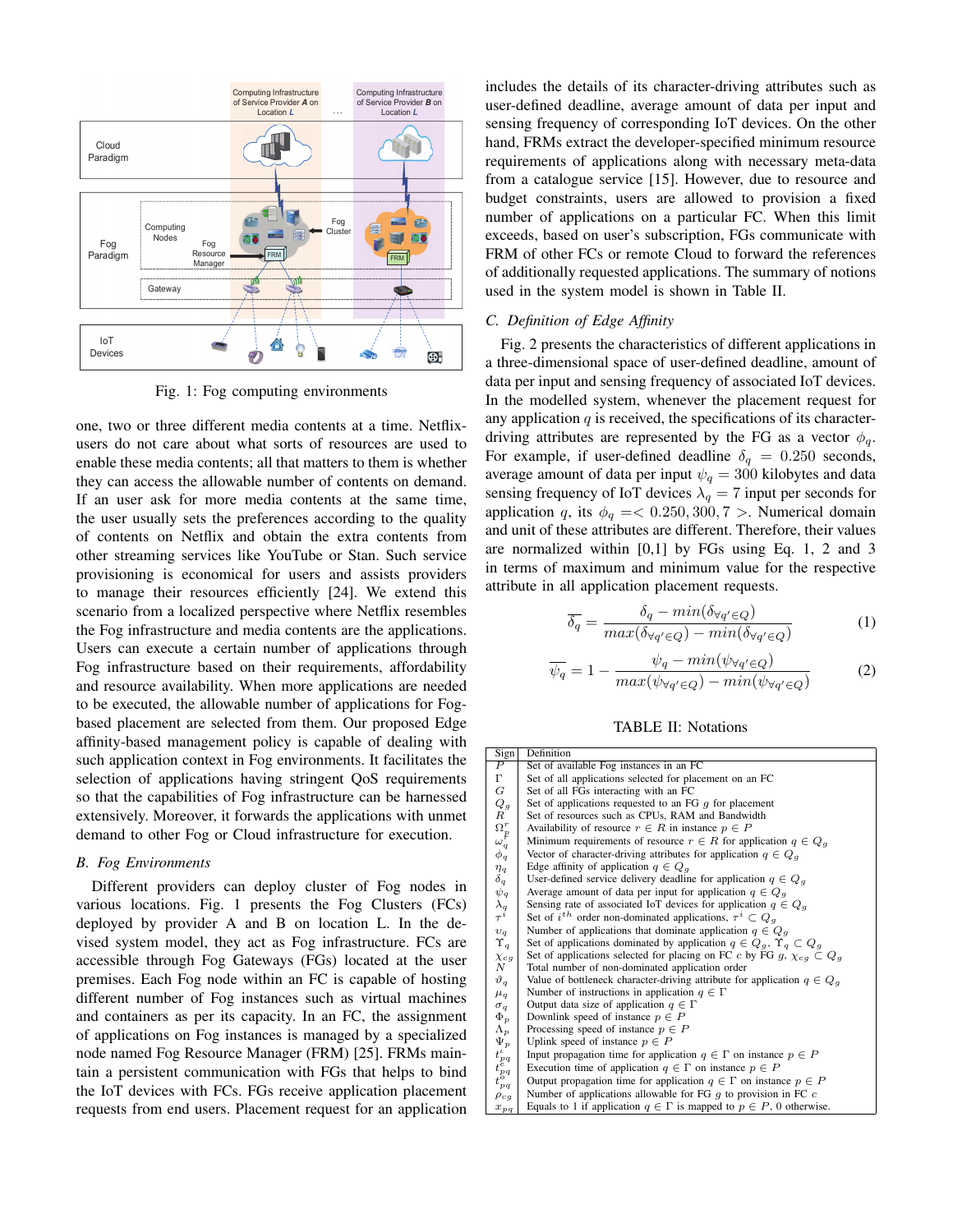Fig. 1: Fog computing environments

one, two or three different media contents at a time. Netflix-users do not care about what sorts of resources are used to enable these media contents; all that matters to them is whether they can access the allowable number of contents on demand. If an user ask for more media contents at the same time, the user usually sets the preferences according to the quality of contents on Netflix and obtain the extra contents from other streaming services like YouTube or Stan. Such service provisioning is economical for users and assists providers to manage their resources efficiently [24]. We extend this scenario from a localized perspective where Netflix resembles the Fog infrastructure and media contents are the applications. Users can execute a certain number of applications through Fog infrastructure based on their requirements, affordability and resource availability. When more applications are needed to be executed, the allowable number of applications for Fog-based placement are selected from them. Our proposed Edge affinity-based management policy is capable of dealing with such application context in Fog environments. It facilitates the selection of applications having stringent QoS requirements so that the capabilities of Fog infrastructure can be harnessed extensively. Moreover, it forwards the applications with unmet demand to other Fog or Cloud infrastructure for execution.

### B. Fog Environments

Different providers can deploy cluster of Fog nodes in various locations. Fig. 1 presents the Fog Clusters (FCs) deployed by provider A and B on location L. In the devised system model, they act as Fog infrastructure. FCs are accessible through Fog Gateways (FGs) located at the user premises. Each Fog node within an FC is capable of hosting different number of Fog instances such as virtual machines and containers as per its capacity. In an FC, the assignment of applications on Fog instances is managed by a specialized node named Fog Resource Manager (FRM) [25]. FRMs maintain a persistent communication with FGs that helps to bind the IoT devices with FCs. FGs receive application placement requests from end users. Placement request for an application includes the details of its character-driving attributes such as user-defined deadline, average amount of data per input and sensing frequency of corresponding IoT devices. On the other hand, FRMs extract the developer-specified minimum resource requirements of applications along with necessary meta-data from a catalogue service [15]. However, due to resource and budget constraints, users are allowed to provision a fixed number of applications on a particular FC. When this limit exceeds, based on user's subscription, FGs communicate with FRM of other FCs or remote Cloud to forward the references of additionally requested applications. The summary of notions used in the system model is shown in Table II.

### C. Definition of Edge Affinity

Fig. 2 presents the characteristics of different applications in a three-dimensional space of user-defined deadline, amount of data per input and sensing frequency of associated IoT devices. In the modelled system, whenever the placement request for any application $q$ is received, the specifications of its character-driving attributes are represented by the FG as a vector $\phi_q$. For example, if user-defined deadline $\delta_q = 0.250$ seconds, average amount of data per input $\psi_q = 300$ kilobytes and data sensing frequency of IoT devices $\lambda_q = 7$ input per seconds for application $q$, its $\phi_q =< 0.250, 300, 7 >$. Numerical domain and unit of these attributes are different. Therefore, their values are normalized within [0,1] by FGs using Eq. 1, 2 and 3 in terms of maximum and minimum value for the respective attribute in all application placement requests.

$$\overline{\delta_q} = \frac{\delta_q - min(\delta_{\forall q' \in Q})}{max(\delta_{\forall q' \in Q}) - min(\delta_{\forall q' \in Q})} \tag{1}$$

$$\overline{\psi_q} = 1 - \frac{\psi_q - min(\psi_{\forall q' \in Q})}{max(\psi_{\forall q' \in Q}) - min(\psi_{\forall q' \in Q})} \tag{2}$$

TABLE II: Notations

| Sign | Definition |
|---|---|
| $P$ | Set of available Fog instances in an FC |
| $\Gamma$ | Set of all applications selected for placement on an FC |
| $G$ | Set of all FGs interacting with an FC |
| $Q_g$ | Set of applications requested to an FG $g$ for placement |
| $R$ | Set of resources such as CPUs, RAM and Bandwidth |
| $\Omega_p^r$ | Availability of resource $r \in R$ in instance $p \in P$ |
| $\omega_q^r$ | Minimum requirements of resource $r \in R$ for application $q \in Q_g$ |
| $\phi_q$ | Vector of character-driving attributes for application $q \in Q_g$ |
| $\eta_q$ | Edge affinity of application $q \in Q_g$ |
| $\delta_q$ | User-defined service delivery deadline for application $q \in Q_g$ |
| $\psi_q$ | Average amount of data per input for application $q \in Q_g$ |
| $\lambda_q$ | Sensing rate of associated IoT devices for application $q \in Q_g$ |
| $\tau^i$ | Set of $i^{th}$ order non-dominated applications, $\tau^i \subset Q_g$ |
| $\upsilon_q$ | Number of applications that dominate application $q \in Q_g$ |
| $\Upsilon_q$ | Set of applications dominated by application $q \in Q_g$, $\Upsilon_q \subset Q_g$ |
| $\chi_{cg}$ | Set of applications selected for placing on FC $c$ by FG $g$, $\chi_{cg} \subset Q_g$ |
| $N$ | Total number of non-dominated application order |
| $\vartheta_q$ | Value of bottleneck character-driving attribute for application $q \in Q_g$ |
| $\mu_q$ | Number of instructions in application $q \in \Gamma$ |
| $\sigma_q$ | Output data size of application $q \in \Gamma$ |
| $\Phi_p$ | Downlink speed of instance $p \in P$ |
| $\Lambda_p$ | Processing speed of instance $p \in P$ |
| $\Psi_p$ | Uplink speed of instance $p \in P$ |
| $t_{pq}^i$ | Input propagation time for application $q \in \Gamma$ on instance $p \in P$ |
| $t_{pq}^e$ | Execution time of application $q \in \Gamma$ on instance $p \in P$ |
| $t_{pq}^o$ | Output propagation time for application $q \in \Gamma$ on instance $p \in P$ |
| $\rho_{cg}$ | Number of applications allowable for FG $g$ to provision in FC $c$ |
| $x_{pq}$ | Equals to 1 if application $q \in \Gamma$ is mapped to $p \in P$, 0 otherwise. |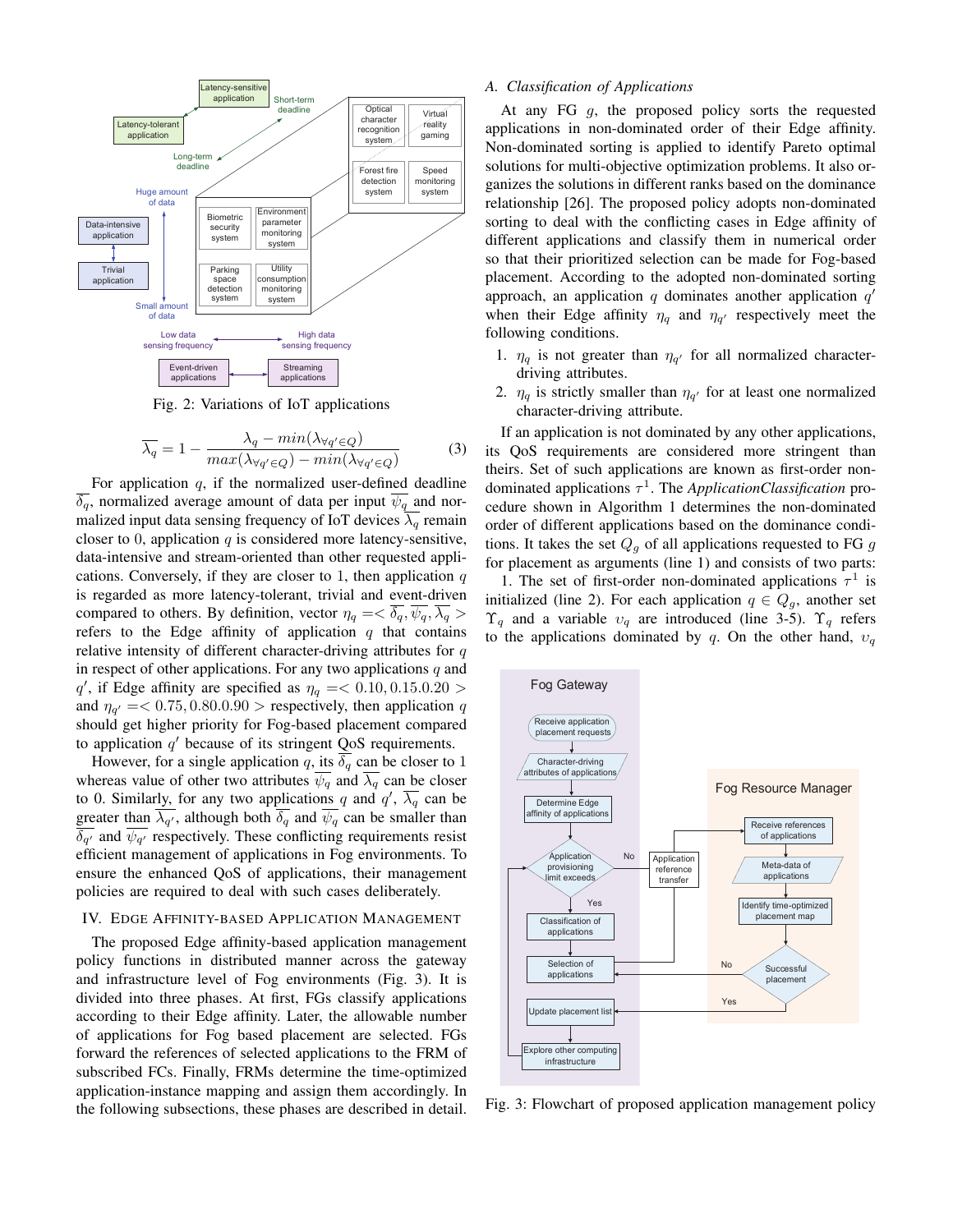Fig. 2: Variations of IoT applications

$$\overline{\lambda_q} = 1 - \frac{\lambda_q - min(\lambda_{\forall q' \in Q})}{max(\lambda_{\forall q' \in Q}) - min(\lambda_{\forall q' \in Q})} \quad (3)$$

For application $q$, if the normalized user-defined deadline $\overline{\delta_q}$, normalized average amount of data per input $\overline{\psi_q}$ and normalized input data sensing frequency of IoT devices $\overline{\lambda_q}$ remain closer to $0$, application $q$ is considered more latency-sensitive, data-intensive and stream-oriented than other requested applications. Conversely, if they are closer to $1$, then application $q$ is regarded as more latency-tolerant, trivial and event-driven compared to others. By definition, vector $\eta_q =< \overline{\delta_q}, \overline{\psi_q}, \overline{\lambda_q} >$ refers to the Edge affinity of application $q$ that contains relative intensity of different character-driving attributes for $q$ in respect of other applications. For any two applications $q$ and $q'$, if Edge affinity are specified as $\eta_q =< 0.10, 0.15.0.20 >$ and $\eta_{q'} =< 0.75, 0.80.0.90 >$ respectively, then application $q$ should get higher priority for Fog-based placement compared to application $q'$ because of its stringent QoS requirements.

However, for a single application $q$, its $\overline{\delta_q}$ can be closer to $1$ whereas value of other two attributes $\overline{\psi_q}$ and $\overline{\lambda_q}$ can be closer to 0. Similarly, for any two applications $q$ and $q'$, $\overline{\lambda_q}$ can be greater than $\overline{\lambda_{q'}}$, although both $\overline{\delta_q}$ and $\overline{\psi_q}$ can be smaller than $\overline{\delta_{q'}}$ and $\overline{\psi_{q'}}$ respectively. These conflicting requirements resist efficient management of applications in Fog environments. To ensure the enhanced QoS of applications, their management policies are required to deal with such cases deliberately.

## IV. Edge Affinity-based Application Management

The proposed Edge affinity-based application management policy functions in distributed manner across the gateway and infrastructure level of Fog environments (Fig. 3). It is divided into three phases. At first, FGs classify applications according to their Edge affinity. Later, the allowable number of applications for Fog based placement are selected. FGs forward the references of selected applications to the FRM of subscribed FCs. Finally, FRMs determine the time-optimized application-instance mapping and assign them accordingly. In the following subsections, these phases are described in detail.

### A. Classification of Applications

At any FG $g$, the proposed policy sorts the requested applications in non-dominated order of their Edge affinity. Non-dominated sorting is applied to identify Pareto optimal solutions for multi-objective optimization problems. It also organizes the solutions in different ranks based on the dominance relationship [26]. The proposed policy adopts non-dominated sorting to deal with the conflicting cases in Edge affinity of different applications and classify them in numerical order so that their prioritized selection can be made for Fog-based placement. According to the adopted non-dominated sorting approach, an application $q$ dominates another application $q'$ when their Edge affinity $\eta_q$ and $\eta_{q'}$ respectively meet the following conditions.

1. $\eta_q$ is not greater than $\eta_{q'}$ for all normalized character-driving attributes.
2. $\eta_q$ is strictly smaller than $\eta_{q'}$ for at least one normalized character-driving attribute.

If an application is not dominated by any other applications, its QoS requirements are considered more stringent than theirs. Set of such applications are known as first-order non-dominated applications $\tau^1$. The *ApplicationClassification* procedure shown in Algorithm 1 determines the non-dominated order of different applications based on the dominance conditions. It takes the set $Q_g$ of all applications requested to FG $g$ for placement as arguments (line 1) and consists of two parts:

1. The set of first-order non-dominated applications $\tau^1$ is initialized (line 2). For each application $q \in Q_g$, another set $\Upsilon_q$ and a variable $\upsilon_q$ are introduced (line 3-5). $\Upsilon_q$ refers to the applications dominated by $q$. On the other hand, $\upsilon_q$

Fig. 3: Flowchart of proposed application management policy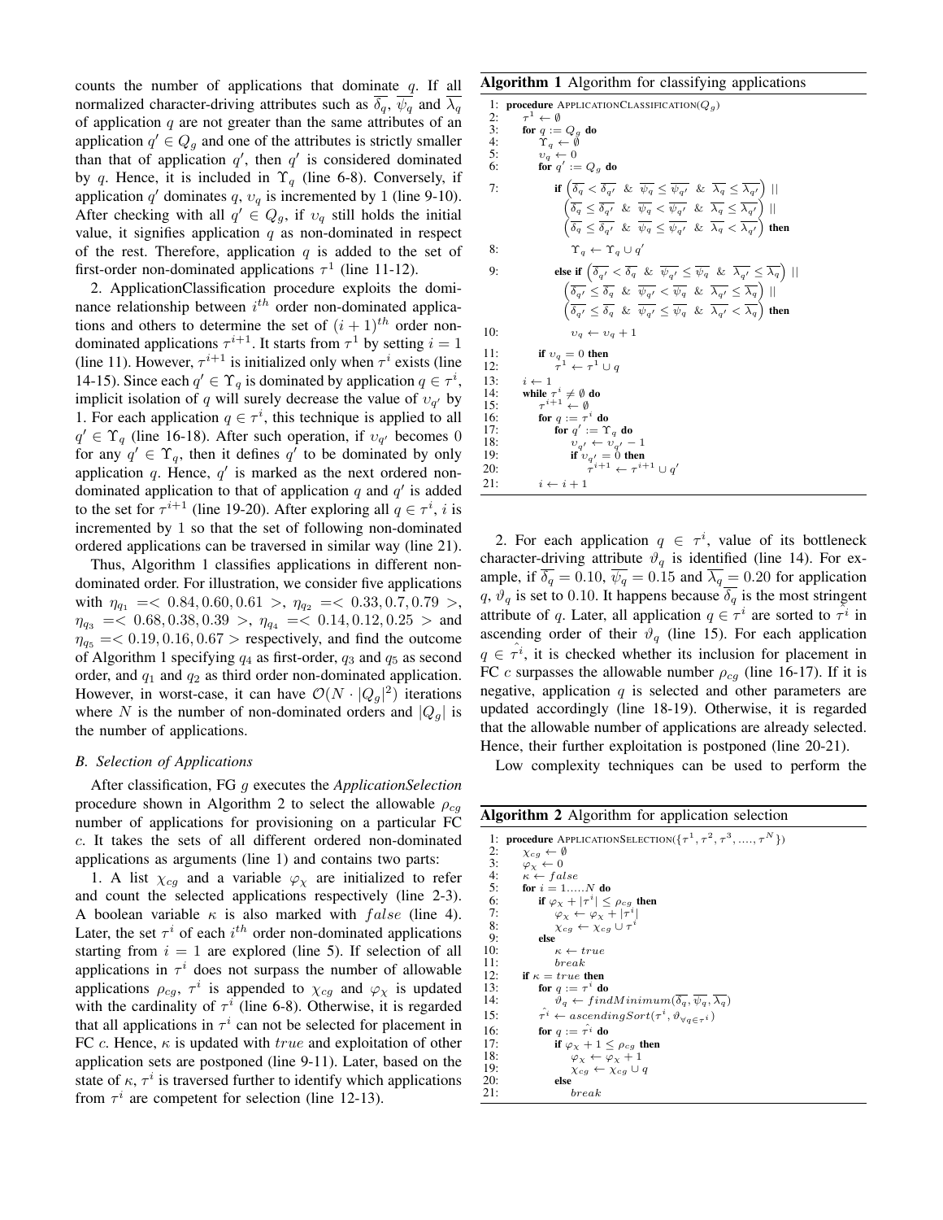counts the number of applications that dominate $q$. If all normalized character-driving attributes such as $\overline{\delta_q}$, $\overline{\psi_q}$ and $\overline{\lambda_q}$ of application $q$ are not greater than the same attributes of an application $q' \in Q_g$ and one of the attributes is strictly smaller than that of application $q'$, then $q'$ is considered dominated by $q$. Hence, it is included in $\Upsilon_q$ (line 6-8). Conversely, if application $q'$ dominates $q$, $\upsilon_q$ is incremented by 1 (line 9-10). After checking with all $q' \in Q_g$, if $\upsilon_q$ still holds the initial value, it signifies application $q$ as non-dominated in respect of the rest. Therefore, application $q$ is added to the set of first-order non-dominated applications $\tau^1$ (line 11-12).

2. ApplicationClassification procedure exploits the dominance relationship between $i^{th}$ order non-dominated applications and others to determine the set of $(i+1)^{th}$ order non-dominated applications $\tau^{i+1}$. It starts from $\tau^1$ by setting $i = 1$ (line 11). However, $\tau^{i+1}$ is initialized only when $\tau^i$ exists (line 14-15). Since each $q' \in \Upsilon_q$ is dominated by application $q \in \tau^i$, implicit isolation of $q$ will surely decrease the value of $\upsilon_{q'}$ by 1. For each application $q \in \tau^i$, this technique is applied to all $q' \in \Upsilon_q$ (line 16-18). After such operation, if $\upsilon_{q'}$ becomes 0 for any $q' \in \Upsilon_q$, then it defines $q'$ to be dominated by only application $q$. Hence, $q'$ is marked as the next ordered non-dominated application to that of application $q$ and $q'$ is added to the set for $\tau^{i+1}$ (line 19-20). After exploring all $q \in \tau^i$, $i$ is incremented by 1 so that the set of following non-dominated ordered applications can be traversed in similar way (line 21).

Thus, Algorithm 1 classifies applications in different non-dominated order. For illustration, we consider five applications with $\eta_{q_1} = <0.84, 0.60, 0.61>$, $\eta_{q_2} = <0.33, 0.7, 0.79>$, $\eta_{q_3} = <0.68, 0.38, 0.39>$, $\eta_{q_4} = <0.14, 0.12, 0.25>$ and $\eta_{q_5} = <0.19, 0.16, 0.67>$ respectively, and find the outcome of Algorithm 1 specifying $q_4$ as first-order, $q_3$ and $q_5$ as second order, and $q_1$ and $q_2$ as third order non-dominated application. However, in worst-case, it can have $\mathcal{O}(N \cdot |Q_g|^2)$ iterations where $N$ is the number of non-dominated orders and $|Q_g|$ is the number of applications.

### *B. Selection of Applications*

After classification, FG $g$ executes the *ApplicationSelection* procedure shown in Algorithm 2 to select the allowable $\rho_{cg}$ number of applications for provisioning on a particular FC $c$. It takes the sets of all different ordered non-dominated applications as arguments (line 1) and contains two parts:

1. A list $\chi_{cg}$ and a variable $\varphi_\chi$ are initialized to refer and count the selected applications respectively (line 2-3). A boolean variable $\kappa$ is also marked with $false$ (line 4). Later, the set $\tau^i$ of each $i^{th}$ order non-dominated applications starting from $i = 1$ are explored (line 5). If selection of all applications in $\tau^i$ does not surpass the number of allowable applications $\rho_{cg}$, $\tau^i$ is appended to $\chi_{cg}$ and $\varphi_\chi$ is updated with the cardinality of $\tau^i$ (line 6-8). Otherwise, it is regarded that all applications in $\tau^i$ can not be selected for placement in FC $c$. Hence, $\kappa$ is updated with $true$ and exploitation of other application sets are postponed (line 9-11). Later, based on the state of $\kappa$, $\tau^i$ is traversed further to identify which applications from $\tau^i$ are competent for selection (line 12-13).

**Algorithm 1** Algorithm for classifying applications

```
1:  procedure ApplicationClassification(Q_g)
2:      τ^1 ← ∅
3:      for q := Q_g do
4:          Υ_q ← ∅
5:          υ_q ← 0
6:          for q' := Q_g do
7:              if (δ̄_q < δ̄_q' & ψ̄_q ≤ ψ̄_q' & λ̄_q ≤ λ̄_q') ||
                   (δ̄_q ≤ δ̄_q' & ψ̄_q < ψ̄_q' & λ̄_q ≤ λ̄_q') ||
                   (δ̄_q ≤ δ̄_q' & ψ̄_q ≤ ψ̄_q' & λ̄_q < λ̄_q') then
8:                  Υ_q ← Υ_q ∪ q'
9:              else if (δ̄_q' < δ̄_q & ψ̄_q' ≤ ψ̄_q & λ̄_q' ≤ λ̄_q) ||
                   (δ̄_q' ≤ δ̄_q & ψ̄_q' < ψ̄_q & λ̄_q' ≤ λ̄_q) ||
                   (δ̄_q' ≤ δ̄_q & ψ̄_q' ≤ ψ̄_q & λ̄_q' < λ̄_q) then
10:                 υ_q ← υ_q + 1
11:         if υ_q = 0 then
12:             τ^1 ← τ^1 ∪ q
13:     i ← 1
14:     while τ^i ≠ ∅ do
15:         τ^{i+1} ← ∅
16:         for q := τ^i do
17:             for q' := Υ_q do
18:                 υ_q' ← υ_q' − 1
19:                 if υ_q' = 0 then
20:                     τ^{i+1} ← τ^{i+1} ∪ q'
21:         i ← i + 1
```

2. For each application $q \in \tau^i$, value of its bottleneck character-driving attribute $\vartheta_q$ is identified (line 14). For example, if $\overline{\delta_q} = 0.10$, $\overline{\psi_q} = 0.15$ and $\overline{\lambda_q} = 0.20$ for application $q$, $\vartheta_q$ is set to 0.10. It happens because $\overline{\delta_q}$ is the most stringent attribute of $q$. Later, all application $q \in \tau^i$ are sorted to $\hat{\tau^i}$ in ascending order of their $\vartheta_q$ (line 15). For each application $q \in \hat{\tau^i}$, it is checked whether its inclusion for placement in FC $c$ surpasses the allowable number $\rho_{cg}$ (line 16-17). If it is negative, application $q$ is selected and other parameters are updated accordingly (line 18-19). Otherwise, it is regarded that the allowable number of applications are already selected. Hence, their further exploitation is postponed (line 20-21).

Low complexity techniques can be used to perform the

**Algorithm 2** Algorithm for application selection

```
1:  procedure ApplicationSelection({τ^1, τ^2, τ^3, ...., τ^N})
2:      χ_cg ← ∅
3:      φ_χ ← 0
4:      κ ← false
5:      for i = 1.....N do
6:          if φ_χ + |τ^i| ≤ ρ_cg then
7:              φ_χ ← φ_χ + |τ^i|
8:              χ_cg ← χ_cg ∪ τ^i
9:          else
10:             κ ← true
11:             break
12:     if κ = true then
13:         for q := τ^i do
14:             ϑ_q ← findMinimum(δ̄_q, ψ̄_q, λ̄_q)
15:         τ̂^i ← ascendingSort(τ^i, ϑ_{∀q∈τ^i})
16:         for q := τ̂^i do
17:             if φ_χ + 1 ≤ ρ_cg then
18:                 φ_χ ← φ_χ + 1
19:                 χ_cg ← χ_cg ∪ q
20:             else
21:                 break
```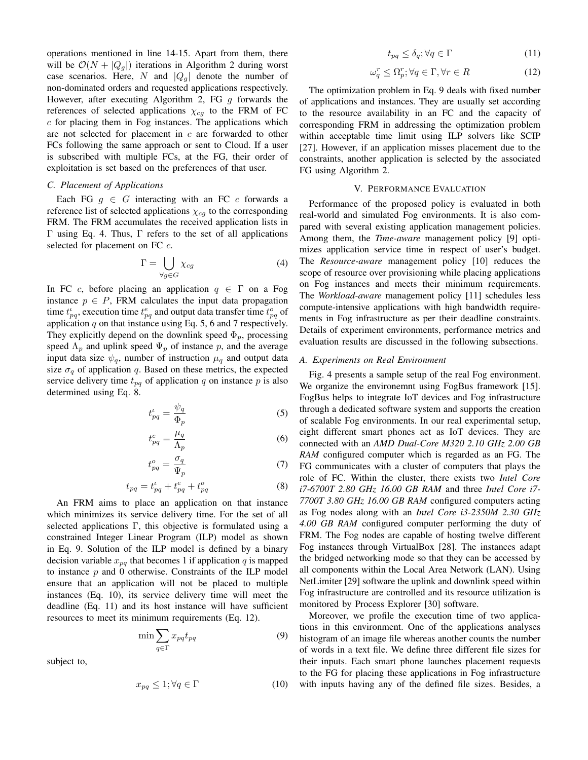operations mentioned in line 14-15. Apart from them, there will be $\mathcal{O}(N + |Q_g|)$ iterations in Algorithm 2 during worst case scenarios. Here, $N$ and $|Q_g|$ denote the number of non-dominated orders and requested applications respectively. However, after executing Algorithm 2, FG $g$ forwards the references of selected applications $\chi_{cg}$ to the FRM of FC $c$ for placing them in Fog instances. The applications which are not selected for placement in $c$ are forwarded to other FCs following the same approach or sent to Cloud. If a user is subscribed with multiple FCs, at the FG, their order of exploitation is set based on the preferences of that user.

### C. Placement of Applications

Each FG $g \in G$ interacting with an FC $c$ forwards a reference list of selected applications $\chi_{cg}$ to the corresponding FRM. The FRM accumulates the received application lists in $\Gamma$ using Eq. 4. Thus, $\Gamma$ refers to the set of all applications selected for placement on FC $c$.

$$\Gamma = \bigcup_{\forall g \in G} \chi_{cg} \tag{4}$$

In FC $c$, before placing an application $q \in \Gamma$ on a Fog instance $p \in P$, FRM calculates the input data propagation time $t^{\iota}_{pq}$, execution time $t^{e}_{pq}$ and output data transfer time $t^{o}_{pq}$ of application $q$ on that instance using Eq. 5, 6 and 7 respectively. They explicitly depend on the downlink speed $\Phi_p$, processing speed $\Lambda_p$ and uplink speed $\Psi_p$ of instance $p$, and the average input data size $\psi_q$, number of instruction $\mu_q$ and output data size $\sigma_q$ of application $q$. Based on these metrics, the expected service delivery time $t_{pq}$ of application $q$ on instance $p$ is also determined using Eq. 8.

$$t^{\iota}_{pq} = \frac{\psi_q}{\Phi_p} \tag{5}$$

$$t^{e}_{pq} = \frac{\mu_q}{\Lambda_p} \tag{6}$$

$$t^{o}_{pq} = \frac{\sigma_q}{\Psi_p} \tag{7}$$

$$t_{pq} = t^{\iota}_{pq} + t^{e}_{pq} + t^{o}_{pq} \tag{8}$$

An FRM aims to place an application on that instance which minimizes its service delivery time. For the set of all selected applications $\Gamma$, this objective is formulated using a constrained Integer Linear Program (ILP) model as shown in Eq. 9. Solution of the ILP model is defined by a binary decision variable $x_{pq}$ that becomes 1 if application $q$ is mapped to instance $p$ and 0 otherwise. Constraints of the ILP model ensure that an application will not be placed to multiple instances (Eq. 10), its service delivery time will meet the deadline (Eq. 11) and its host instance will have sufficient resources to meet its minimum requirements (Eq. 12).

$$\min \sum_{q \in \Gamma} x_{pq} t_{pq} \tag{9}$$

subject to,

$$x_{pq} \leq 1; \forall q \in \Gamma \tag{10}$$

$$t_{pq} \leq \delta_q; \forall q \in \Gamma \tag{11}$$

$$\omega^r_q \leq \Omega^r_p; \forall q \in \Gamma, \forall r \in R \tag{12}$$

The optimization problem in Eq. 9 deals with fixed number of applications and instances. They are usually set according to the resource availability in an FC and the capacity of corresponding FRM in addressing the optimization problem within acceptable time limit using ILP solvers like SCIP [27]. However, if an application misses placement due to the constraints, another application is selected by the associated FG using Algorithm 2.

## V. Performance Evaluation

Performance of the proposed policy is evaluated in both real-world and simulated Fog environments. It is also compared with several existing application management policies. Among them, the *Time-aware* management policy [9] optimizes application service time in respect of user's budget. The *Resource-aware* management policy [10] reduces the scope of resource over provisioning while placing applications on Fog instances and meets their minimum requirements. The *Workload-aware* management policy [11] schedules less compute-intensive applications with high bandwidth requirements in Fog infrastructure as per their deadline constraints. Details of experiment environments, performance metrics and evaluation results are discussed in the following subsections.

### A. Experiments on Real Environment

Fig. 4 presents a sample setup of the real Fog environment. We organize the environemnt using FogBus framework [15]. FogBus helps to integrate IoT devices and Fog infrastructure through a dedicated software system and supports the creation of scalable Fog environments. In our real experimental setup, eight different smart phones act as IoT devices. They are connected with an *AMD Dual-Core M320 2.10 GHz 2.00 GB RAM* configured computer which is regarded as an FG. The FG communicates with a cluster of computers that plays the role of FC. Within the cluster, there exists two *Intel Core i7-6700T 2.80 GHz 16.00 GB RAM* and three *Intel Core i7-7700T 3.80 GHz 16.00 GB RAM* configured computers acting as Fog nodes along with an *Intel Core i3-2350M 2.30 GHz 4.00 GB RAM* configured computer performing the duty of FRM. The Fog nodes are capable of hosting twelve different Fog instances through VirtualBox [28]. The instances adapt the bridged networking mode so that they can be accessed by all components within the Local Area Network (LAN). Using NetLimiter [29] software the uplink and downlink speed within Fog infrastructure are controlled and its resource utilization is monitored by Process Explorer [30] software.

Moreover, we profile the execution time of two applications in this environment. One of the applications analyses histogram of an image file whereas another counts the number of words in a text file. We define three different file sizes for their inputs. Each smart phone launches placement requests to the FG for placing these applications in Fog infrastructure with inputs having any of the defined file sizes. Besides, a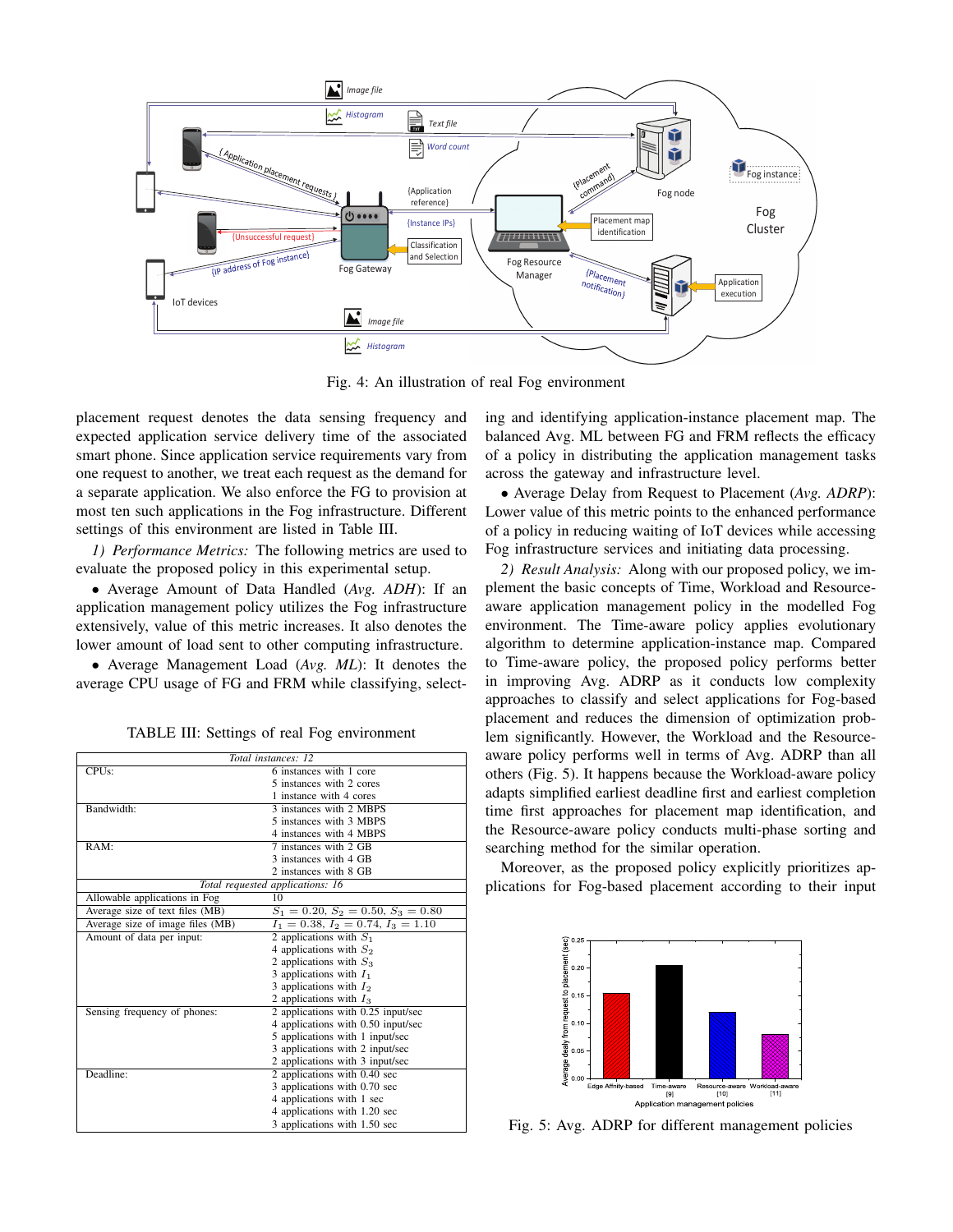Fig. 4: An illustration of real Fog environment

placement request denotes the data sensing frequency and expected application service delivery time of the associated smart phone. Since application service requirements vary from one request to another, we treat each request as the demand for a separate application. We also enforce the FG to provision at most ten such applications in the Fog infrastructure. Different settings of this environment are listed in Table III.

*1) Performance Metrics:* The following metrics are used to evaluate the proposed policy in this experimental setup.

- Average Amount of Data Handled (*Avg. ADH*): If an application management policy utilizes the Fog infrastructure extensively, value of this metric increases. It also denotes the lower amount of load sent to other computing infrastructure.
- Average Management Load (*Avg. ML*): It denotes the average CPU usage of FG and FRM while classifying, selecting and identifying application-instance placement map. The balanced Avg. ML between FG and FRM reflects the efficacy of a policy in distributing the application management tasks across the gateway and infrastructure level.
- Average Delay from Request to Placement (*Avg. ADRP*): Lower value of this metric points to the enhanced performance of a policy in reducing waiting of IoT devices while accessing Fog infrastructure services and initiating data processing.

*2) Result Analysis:* Along with our proposed policy, we implement the basic concepts of Time, Workload and Resource-aware application management policy in the modelled Fog environment. The Time-aware policy applies evolutionary algorithm to determine application-instance map. Compared to Time-aware policy, the proposed policy performs better in improving Avg. ADRP as it conducts low complexity approaches to classify and select applications for Fog-based placement and reduces the dimension of optimization problem significantly. However, the Workload and the Resource-aware policy performs well in terms of Avg. ADRP than all others (Fig. 5). It happens because the Workload-aware policy adapts simplified earliest deadline first and earliest completion time first approaches for placement map identification, and the Resource-aware policy conducts multi-phase sorting and searching method for the similar operation.

Moreover, as the proposed policy explicitly prioritizes applications for Fog-based placement according to their input

TABLE III: Settings of real Fog environment

| *Total instances: 12* | |
|---|---|
| CPUs: | 6 instances with 1 core<br>5 instances with 2 cores<br>1 instance with 4 cores |
| Bandwidth: | 3 instances with 2 MBPS<br>5 instances with 3 MBPS<br>4 instances with 4 MBPS |
| RAM: | 7 instances with 2 GB<br>3 instances with 4 GB<br>2 instances with 8 GB |
| *Total requested applications: 16* | |
| Allowable applications in Fog | 10 |
| Average size of text files (MB) | $S_1 = 0.20$, $S_2 = 0.50$, $S_3 = 0.80$ |
| Average size of image files (MB) | $I_1 = 0.38$, $I_2 = 0.74$, $I_3 = 1.10$ |
| Amount of data per input: | 2 applications with $S_1$<br>4 applications with $S_2$<br>2 applications with $S_3$<br>3 applications with $I_1$<br>3 applications with $I_2$<br>2 applications with $I_3$ |
| Sensing frequency of phones: | 2 applications with 0.25 input/sec<br>4 applications with 0.50 input/sec<br>5 applications with 1 input/sec<br>3 applications with 2 input/sec<br>2 applications with 3 input/sec |
| Deadline: | 2 applications with 0.40 sec<br>3 applications with 0.70 sec<br>4 applications with 1 sec<br>4 applications with 1.20 sec<br>3 applications with 1.50 sec |

Fig. 5: Avg. ADRP for different management policies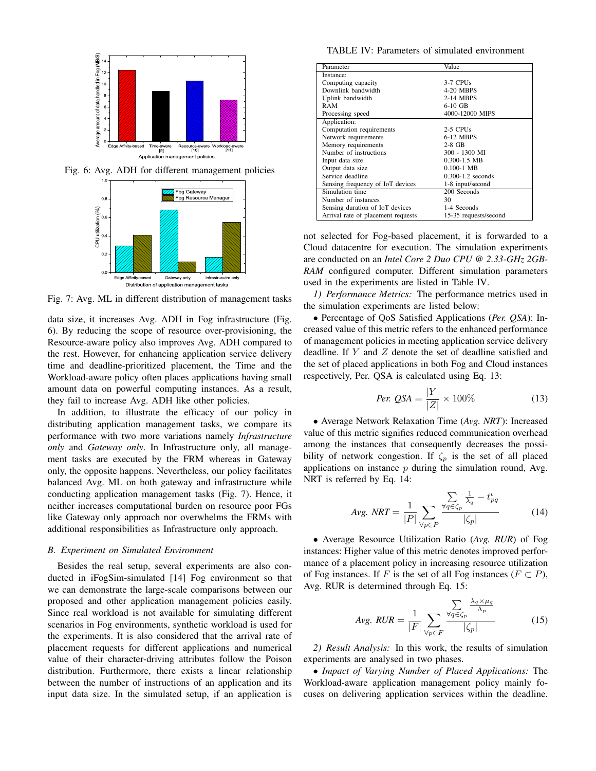Fig. 6: Avg. ADH for different management policies

Fig. 7: Avg. ML in different distribution of management tasks

data size, it increases Avg. ADH in Fog infrastructure (Fig. 6). By reducing the scope of resource over-provisioning, the Resource-aware policy also improves Avg. ADH compared to the rest. However, for enhancing application service delivery time and deadline-prioritized placement, the Time and the Workload-aware policy often places applications having small amount data on powerful computing instances. As a result, they fail to increase Avg. ADH like other policies.

In addition, to illustrate the efficacy of our policy in distributing application management tasks, we compare its performance with two more variations namely *Infrastructure only* and *Gateway only*. In Infrastructure only, all management tasks are executed by the FRM whereas in Gateway only, the opposite happens. Nevertheless, our policy facilitates balanced Avg. ML on both gateway and infrastructure while conducting application management tasks (Fig. 7). Hence, it neither increases computational burden on resource poor FGs like Gateway only approach nor overwhelms the FRMs with additional responsibilities as Infrastructure only approach.

### B. Experiment on Simulated Environment

Besides the real setup, several experiments are also conducted in iFogSim-simulated [14] Fog environment so that we can demonstrate the large-scale comparisons between our proposed and other application management policies easily. Since real workload is not available for simulating different scenarios in Fog environments, synthetic workload is used for the experiments. It is also considered that the arrival rate of placement requests for different applications and numerical value of their character-driving attributes follow the Poison distribution. Furthermore, there exists a linear relationship between the number of instructions of an application and its input data size. In the simulated setup, if an application is not selected for Fog-based placement, it is forwarded to a Cloud datacentre for execution. The simulation experiments are conducted on an *Intel Core 2 Duo CPU @ 2.33-GHz 2GB-RAM* configured computer. Different simulation parameters used in the experiments are listed in Table IV.

TABLE IV: Parameters of simulated environment

| Parameter | Value |
|---|---|
| Instance: | |
| Computing capacity | 3-7 CPUs |
| Downlink bandwidth | 4-20 MBPS |
| Uplink bandwidth | 2-14 MBPS |
| RAM | 6-10 GB |
| Processing speed | 4000-12000 MIPS |
| Application: | |
| Computation requirements | 2-5 CPUs |
| Network requirements | 6-12 MBPS |
| Memory requirements | 2-8 GB |
| Number of instructions | 300 - 1300 MI |
| Input data size | 0.300-1.5 MB |
| Output data size | 0.100-1 MB |
| Service deadline | 0.300-1.2 seconds |
| Sensing frequency of IoT devices | 1-8 input/second |
| Simulation time | 200 Seconds |
| Number of instances | 30 |
| Sensing duration of IoT devices | 1-4 Seconds |
| Arrival rate of placement requests | 15-35 requests/second |

*1) Performance Metrics:* The performance metrics used in the simulation experiments are listed below:

• Percentage of QoS Satisfied Applications (*Per. QSA*): Increased value of this metric refers to the enhanced performance of management policies in meeting application service delivery deadline. If $Y$ and $Z$ denote the set of deadline satisfied and the set of placed applications in both Fog and Cloud instances respectively, Per. QSA is calculated using Eq. 13:

$$\textit{Per. QSA} = \frac{|Y|}{|Z|} \times 100\% \tag{13}$$

• Average Network Relaxation Time (*Avg. NRT*): Increased value of this metric signifies reduced communication overhead among the instances that consequently decreases the possibility of network congestion. If $\zeta_p$ is the set of all placed applications on instance $p$ during the simulation round, Avg. NRT is referred by Eq. 14:

$$\textit{Avg. NRT} = \frac{1}{|P|} \sum_{\forall p \in P} \frac{\sum_{\forall q \in \zeta_p} \frac{1}{\lambda_q} - t^{\iota}_{pq}}{|\zeta_p|} \tag{14}$$

• Average Resource Utilization Ratio (*Avg. RUR*) of Fog instances: Higher value of this metric denotes improved performance of a placement policy in increasing resource utilization of Fog instances. If $F$ is the set of all Fog instances ($F \subset P$), Avg. RUR is determined through Eq. 15:

$$\textit{Avg. RUR} = \frac{1}{|F|} \sum_{\forall p \in F} \frac{\sum_{\forall q \in \zeta_p} \frac{\lambda_q \times \mu_q}{\Lambda_p}}{|\zeta_p|} \tag{15}$$

*2) Result Analysis:* In this work, the results of simulation experiments are analysed in two phases.

• *Impact of Varying Number of Placed Applications:* The Workload-aware application management policy mainly focuses on delivering application services within the deadline.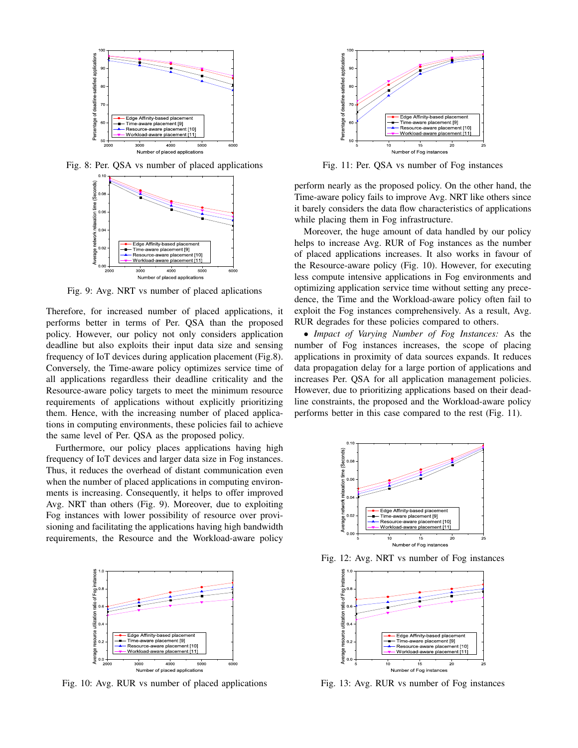Fig. 8: Per. QSA vs number of placed applications

Fig. 9: Avg. NRT vs number of placed aplications

Therefore, for increased number of placed applications, it performs better in terms of Per. QSA than the proposed policy. However, our policy not only considers application deadline but also exploits their input data size and sensing frequency of IoT devices during application placement (Fig.8). Conversely, the Time-aware policy optimizes service time of all applications regardless their deadline criticality and the Resource-aware policy targets to meet the minimum resource requirements of applications without explicitly prioritizing them. Hence, with the increasing number of placed applications in computing environments, these policies fail to achieve the same level of Per. QSA as the proposed policy.

Furthermore, our policy places applications having high frequency of IoT devices and larger data size in Fog instances. Thus, it reduces the overhead of distant communication even when the number of placed applications in computing environments is increasing. Consequently, it helps to offer improved Avg. NRT than others (Fig. 9). Moreover, due to exploiting Fog instances with lower possibility of resource over provisioning and facilitating the applications having high bandwidth requirements, the Resource and the Workload-aware policy perform nearly as the proposed policy. On the other hand, the Time-aware policy fails to improve Avg. NRT like others since it barely considers the data flow characteristics of applications while placing them in Fog infrastructure.

Moreover, the huge amount of data handled by our policy helps to increase Avg. RUR of Fog instances as the number of placed applications increases. It also works in favour of the Resource-aware policy (Fig. 10). However, for executing less compute intensive applications in Fog environments and optimizing application service time without setting any precedence, the Time and the Workload-aware policy often fail to exploit the Fog instances comprehensively. As a result, Avg. RUR degrades for these policies compared to others.

- *Impact of Varying Number of Fog Instances:* As the number of Fog instances increases, the scope of placing applications in proximity of data sources expands. It reduces data propagation delay for a large portion of applications and increases Per. QSA for all application management policies. However, due to prioritizing applications based on their deadline constraints, the proposed and the Workload-aware policy performs better in this case compared to the rest (Fig. 11).

Fig. 10: Avg. RUR vs number of placed applications

Fig. 11: Per. QSA vs number of Fog instances

Fig. 12: Avg. NRT vs number of Fog instances

Fig. 13: Avg. RUR vs number of Fog instances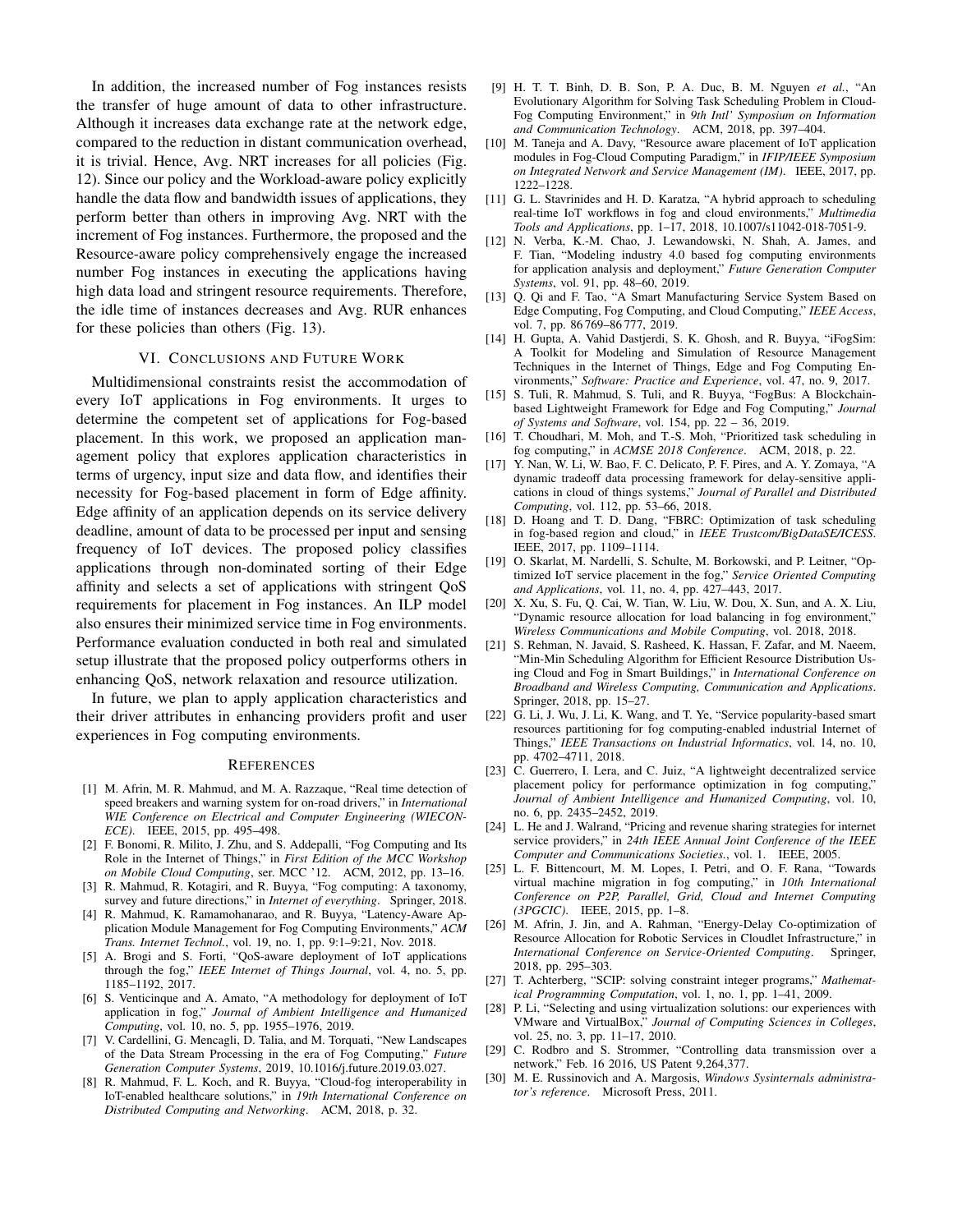In addition, the increased number of Fog instances resists the transfer of huge amount of data to other infrastructure. Although it increases data exchange rate at the network edge, compared to the reduction in distant communication overhead, it is trivial. Hence, Avg. NRT increases for all policies (Fig. 12). Since our policy and the Workload-aware policy explicitly handle the data flow and bandwidth issues of applications, they perform better than others in improving Avg. NRT with the increment of Fog instances. Furthermore, the proposed and the Resource-aware policy comprehensively engage the increased number Fog instances in executing the applications having high data load and stringent resource requirements. Therefore, the idle time of instances decreases and Avg. RUR enhances for these policies than others (Fig. 13).

## VI. Conclusions and Future Work

Multidimensional constraints resist the accommodation of every IoT applications in Fog environments. It urges to determine the competent set of applications for Fog-based placement. In this work, we proposed an application management policy that explores application characteristics in terms of urgency, input size and data flow, and identifies their necessity for Fog-based placement in form of Edge affinity. Edge affinity of an application depends on its service delivery deadline, amount of data to be processed per input and sensing frequency of IoT devices. The proposed policy classifies applications through non-dominated sorting of their Edge affinity and selects a set of applications with stringent QoS requirements for placement in Fog instances. An ILP model also ensures their minimized service time in Fog environments. Performance evaluation conducted in both real and simulated setup illustrate that the proposed policy outperforms others in enhancing QoS, network relaxation and resource utilization.

In future, we plan to apply application characteristics and their driver attributes in enhancing providers profit and user experiences in Fog computing environments.

## References

[1] M. Afrin, M. R. Mahmud, and M. A. Razzaque, "Real time detection of speed breakers and warning system for on-road drivers," in *International WIE Conference on Electrical and Computer Engineering (WIECON-ECE)*. IEEE, 2015, pp. 495–498.

[2] F. Bonomi, R. Milito, J. Zhu, and S. Addepalli, "Fog Computing and Its Role in the Internet of Things," in *First Edition of the MCC Workshop on Mobile Cloud Computing*, ser. MCC '12. ACM, 2012, pp. 13–16.

[3] R. Mahmud, R. Kotagiri, and R. Buyya, "Fog computing: A taxonomy, survey and future directions," in *Internet of everything*. Springer, 2018.

[4] R. Mahmud, K. Ramamohanarao, and R. Buyya, "Latency-Aware Application Module Management for Fog Computing Environments," *ACM Trans. Internet Technol.*, vol. 19, no. 1, pp. 9:1–9:21, Nov. 2018.

[5] A. Brogi and S. Forti, "QoS-aware deployment of IoT applications through the fog," *IEEE Internet of Things Journal*, vol. 4, no. 5, pp. 1185–1192, 2017.

[6] S. Venticinque and A. Amato, "A methodology for deployment of IoT application in fog," *Journal of Ambient Intelligence and Humanized Computing*, vol. 10, no. 5, pp. 1955–1976, 2019.

[7] V. Cardellini, G. Mencagli, D. Talia, and M. Torquati, "New Landscapes of the Data Stream Processing in the era of Fog Computing," *Future Generation Computer Systems*, 2019, 10.1016/j.future.2019.03.027.

[8] R. Mahmud, F. L. Koch, and R. Buyya, "Cloud-fog interoperability in IoT-enabled healthcare solutions," in *19th International Conference on Distributed Computing and Networking*. ACM, 2018, p. 32.

[9] H. T. T. Binh, D. B. Son, P. A. Duc, B. M. Nguyen *et al.*, "An Evolutionary Algorithm for Solving Task Scheduling Problem in Cloud-Fog Computing Environment," in *9th Intl' Symposium on Information and Communication Technology*. ACM, 2018, pp. 397–404.

[10] M. Taneja and A. Davy, "Resource aware placement of IoT application modules in Fog-Cloud Computing Paradigm," in *IFIP/IEEE Symposium on Integrated Network and Service Management (IM)*. IEEE, 2017, pp. 1222–1228.

[11] G. L. Stavrinides and H. D. Karatza, "A hybrid approach to scheduling real-time IoT workflows in fog and cloud environments," *Multimedia Tools and Applications*, pp. 1–17, 2018, 10.1007/s11042-018-7051-9.

[12] N. Verba, K.-M. Chao, J. Lewandowski, N. Shah, A. James, and F. Tian, "Modeling industry 4.0 based fog computing environments for application analysis and deployment," *Future Generation Computer Systems*, vol. 91, pp. 48–60, 2019.

[13] Q. Qi and F. Tao, "A Smart Manufacturing Service System Based on Edge Computing, Fog Computing, and Cloud Computing," *IEEE Access*, vol. 7, pp. 86 769–86 777, 2019.

[14] H. Gupta, A. Vahid Dastjerdi, S. K. Ghosh, and R. Buyya, "iFogSim: A Toolkit for Modeling and Simulation of Resource Management Techniques in the Internet of Things, Edge and Fog Computing Environments," *Software: Practice and Experience*, vol. 47, no. 9, 2017.

[15] S. Tuli, R. Mahmud, S. Tuli, and R. Buyya, "FogBus: A Blockchain-based Lightweight Framework for Edge and Fog Computing," *Journal of Systems and Software*, vol. 154, pp. 22 – 36, 2019.

[16] T. Choudhari, M. Moh, and T.-S. Moh, "Prioritized task scheduling in fog computing," in *ACMSE 2018 Conference*. ACM, 2018, p. 22.

[17] Y. Nan, W. Li, W. Bao, F. C. Delicato, P. F. Pires, and A. Y. Zomaya, "A dynamic tradeoff data processing framework for delay-sensitive applications in cloud of things systems," *Journal of Parallel and Distributed Computing*, vol. 112, pp. 53–66, 2018.

[18] D. Hoang and T. D. Dang, "FBRC: Optimization of task scheduling in fog-based region and cloud," in *IEEE Trustcom/BigDataSE/ICESS*. IEEE, 2017, pp. 1109–1114.

[19] O. Skarlat, M. Nardelli, S. Schulte, M. Borkowski, and P. Leitner, "Optimized IoT service placement in the fog," *Service Oriented Computing and Applications*, vol. 11, no. 4, pp. 427–443, 2017.

[20] X. Xu, S. Fu, Q. Cai, W. Tian, W. Liu, W. Dou, X. Sun, and A. X. Liu, "Dynamic resource allocation for load balancing in fog environment," *Wireless Communications and Mobile Computing*, vol. 2018, 2018.

[21] S. Rehman, N. Javaid, S. Rasheed, K. Hassan, F. Zafar, and M. Naeem, "Min-Min Scheduling Algorithm for Efficient Resource Distribution Using Cloud and Fog in Smart Buildings," in *International Conference on Broadband and Wireless Computing, Communication and Applications*. Springer, 2018, pp. 15–27.

[22] G. Li, J. Wu, J. Li, K. Wang, and T. Ye, "Service popularity-based smart resources partitioning for fog computing-enabled industrial Internet of Things," *IEEE Transactions on Industrial Informatics*, vol. 14, no. 10, pp. 4702–4711, 2018.

[23] C. Guerrero, I. Lera, and C. Juiz, "A lightweight decentralized service placement policy for performance optimization in fog computing," *Journal of Ambient Intelligence and Humanized Computing*, vol. 10, no. 6, pp. 2435–2452, 2019.

[24] L. He and J. Walrand, "Pricing and revenue sharing strategies for internet service providers," in *24th IEEE Annual Joint Conference of the IEEE Computer and Communications Societies.*, vol. 1. IEEE, 2005.

[25] L. F. Bittencourt, M. M. Lopes, I. Petri, and O. F. Rana, "Towards virtual machine migration in fog computing," in *10th International Conference on P2P, Parallel, Grid, Cloud and Internet Computing (3PGCIC)*. IEEE, 2015, pp. 1–8.

[26] M. Afrin, J. Jin, and A. Rahman, "Energy-Delay Co-optimization of Resource Allocation for Robotic Services in Cloudlet Infrastructure," in *International Conference on Service-Oriented Computing*. Springer, 2018, pp. 295–303.

[27] T. Achterberg, "SCIP: solving constraint integer programs," *Mathematical Programming Computation*, vol. 1, no. 1, pp. 1–41, 2009.

[28] P. Li, "Selecting and using virtualization solutions: our experiences with VMware and VirtualBox," *Journal of Computing Sciences in Colleges*, vol. 25, no. 3, pp. 11–17, 2010.

[29] C. Rodbro and S. Strommer, "Controlling data transmission over a network," Feb. 16 2016, US Patent 9,264,377.

[30] M. E. Russinovich and A. Margosis, *Windows Sysinternals administrator's reference*. Microsoft Press, 2011.